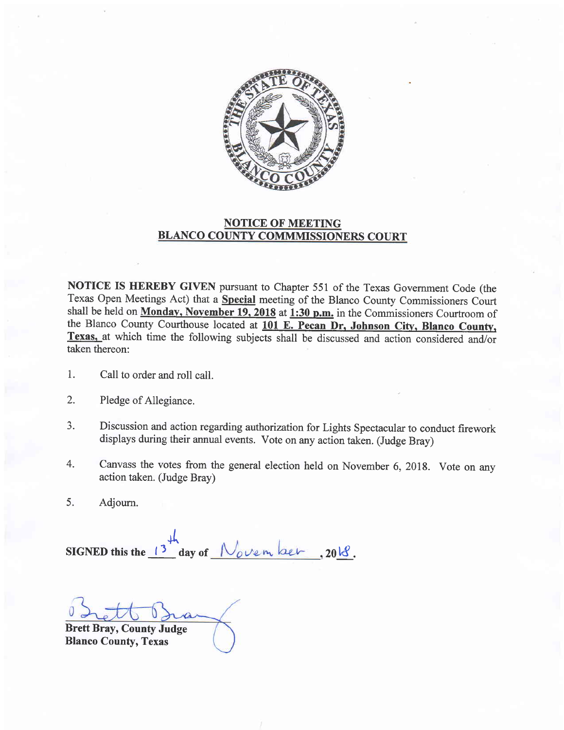## NOTICE OF MEETING
## BLANCO COUNTY COMMMISSIONERS COURT

**NOTICE IS HEREBY GIVEN** pursuant to Chapter 551 of the Texas Government Code (the Texas Open Meetings Act) that a **Special** meeting of the Blanco County Commissioners Court shall be held on **Monday, November 19, 2018** at **1:30 p.m.** in the Commissioners Courtroom of the Blanco County Courthouse located at **101 E. Pecan Dr, Johnson City, Blanco County, Texas,** at which time the following subjects shall be discussed and action considered and/or taken thereon:

1. Call to order and roll call.
2. Pledge of Allegiance.
3. Discussion and action regarding authorization for Lights Spectacular to conduct firework displays during their annual events. Vote on any action taken. (Judge Bray)
4. Canvass the votes from the general election held on November 6, 2018. Vote on any action taken. (Judge Bray)
5. Adjourn.

**SIGNED this the** 13th **day of** November **, 20**18.

Brett Bray

**Brett Bray, County Judge**
**Blanco County, Texas**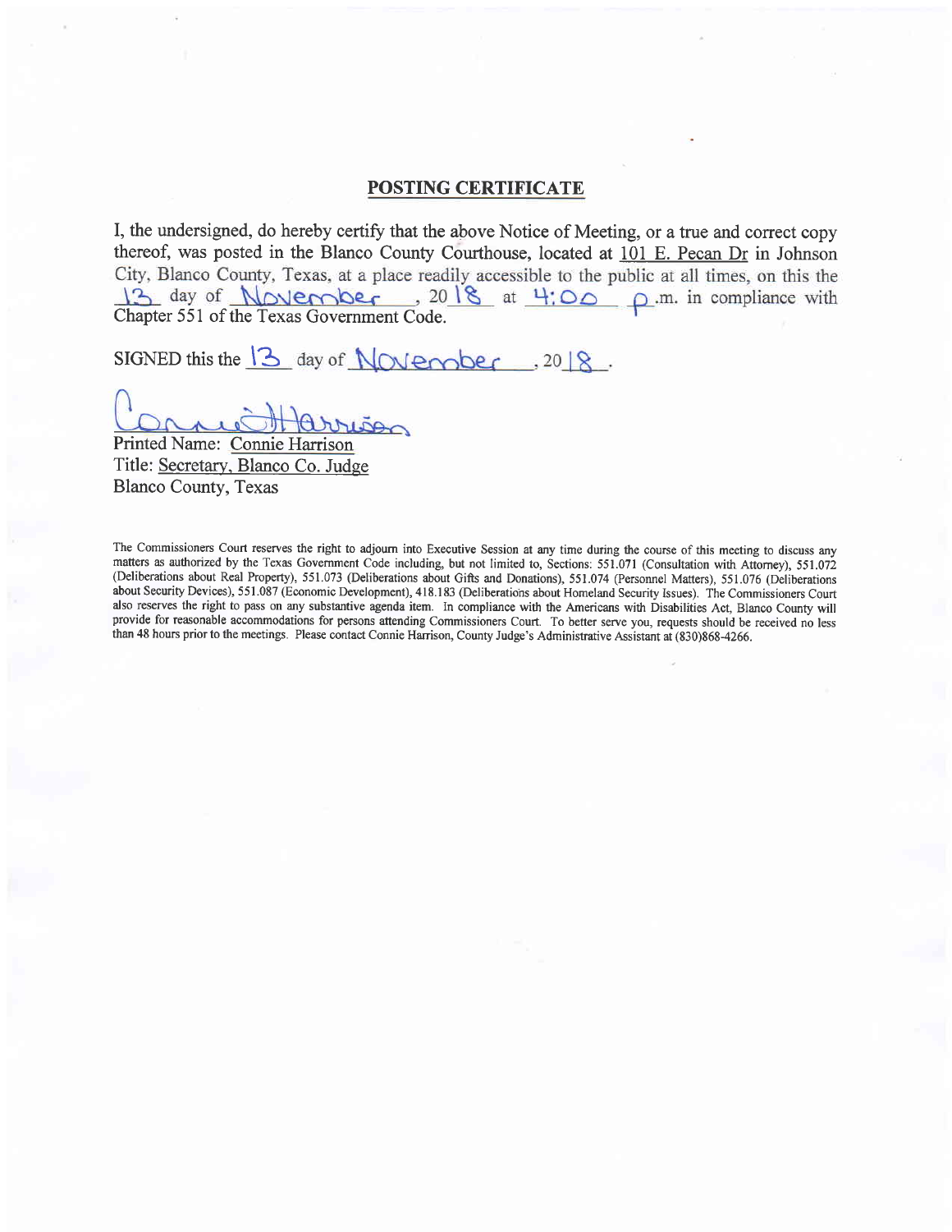## POSTING CERTIFICATE

I, the undersigned, do hereby certify that the above Notice of Meeting, or a true and correct copy thereof, was posted in the Blanco County Courthouse, located at 101 E. Pecan Dr in Johnson City, Blanco County, Texas, at a place readily accessible to the public at all times, on this the 13 day of November, 2018 at 4:00 p.m. in compliance with Chapter 551 of the Texas Government Code.

SIGNED this the 13 day of November, 2018.

Connie Harrison

Printed Name: Connie Harrison
Title: Secretary, Blanco Co. Judge
Blanco County, Texas

The Commissioners Court reserves the right to adjourn into Executive Session at any time during the course of this meeting to discuss any matters as authorized by the Texas Government Code including, but not limited to, Sections: 551.071 (Consultation with Attorney), 551.072 (Deliberations about Real Property), 551.073 (Deliberations about Gifts and Donations), 551.074 (Personnel Matters), 551.076 (Deliberations about Security Devices), 551.087 (Economic Development), 418.183 (Deliberations about Homeland Security Issues). The Commissioners Court also reserves the right to pass on any substantive agenda item. In compliance with the Americans with Disabilities Act, Blanco County will provide for reasonable accommodations for persons attending Commissioners Court. To better serve you, requests should be received no less than 48 hours prior to the meetings. Please contact Connie Harrison, County Judge's Administrative Assistant at (830)868-4266.